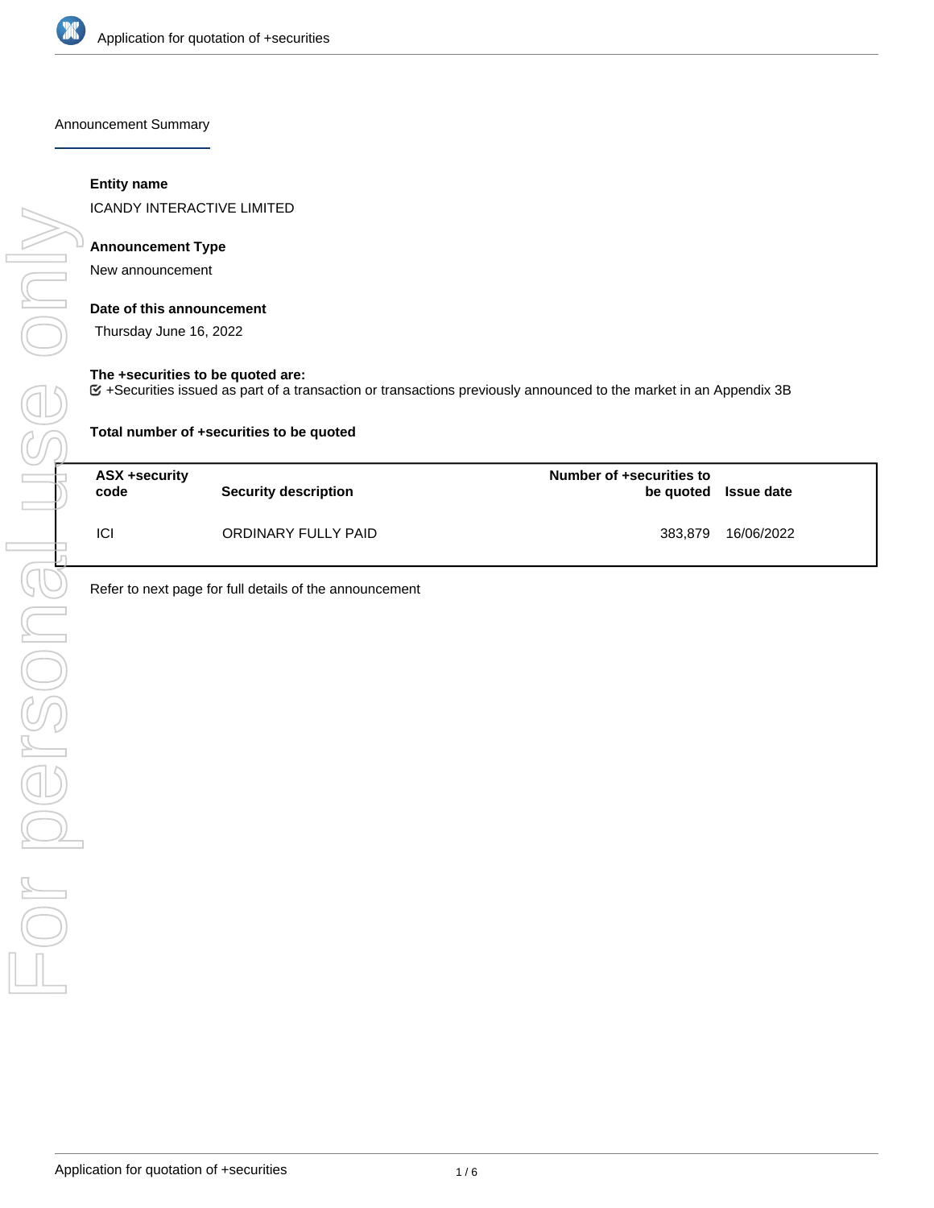## Announcement Summary

**Entity name**

ICANDY INTERACTIVE LIMITED

**Announcement Type**

New announcement

**Date of this announcement**

Thursday June 16, 2022

**The +securities to be quoted are:**

☑ +Securities issued as part of a transaction or transactions previously announced to the market in an Appendix 3B

**Total number of +securities to be quoted**

| ASX +security code | Security description | Number of +securities to be quoted | Issue date |
|---|---|---|---|
| ICI | ORDINARY FULLY PAID | 383,879 | 16/06/2022 |

Refer to next page for full details of the announcement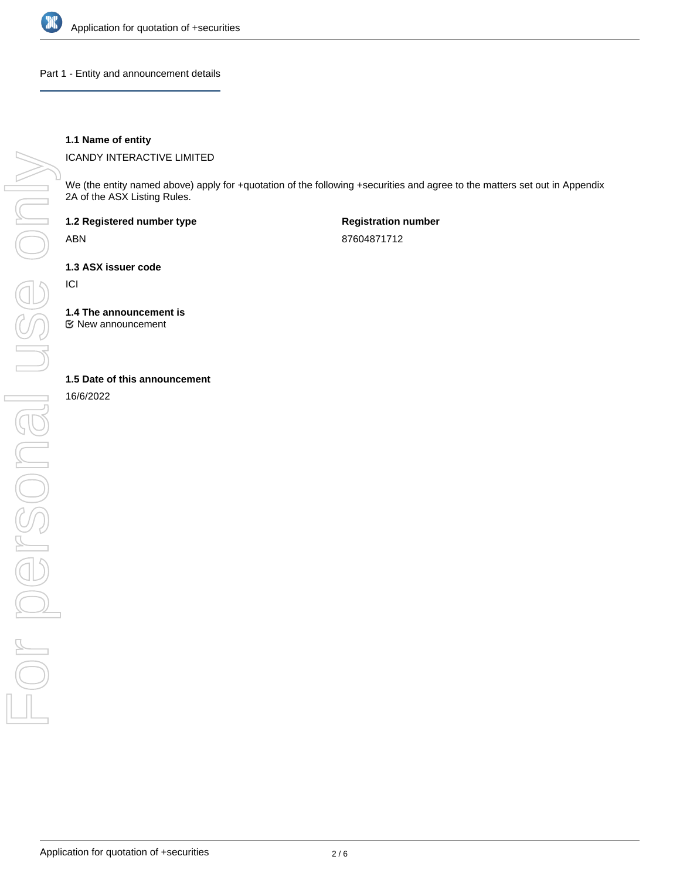## Part 1 - Entity and announcement details

**1.1 Name of entity**

ICANDY INTERACTIVE LIMITED

We (the entity named above) apply for +quotation of the following +securities and agree to the matters set out in Appendix 2A of the ASX Listing Rules.

**1.2 Registered number type**

ABN

**Registration number**

87604871712

**1.3 ASX issuer code**

ICI

**1.4 The announcement is**

New announcement

**1.5 Date of this announcement**

16/6/2022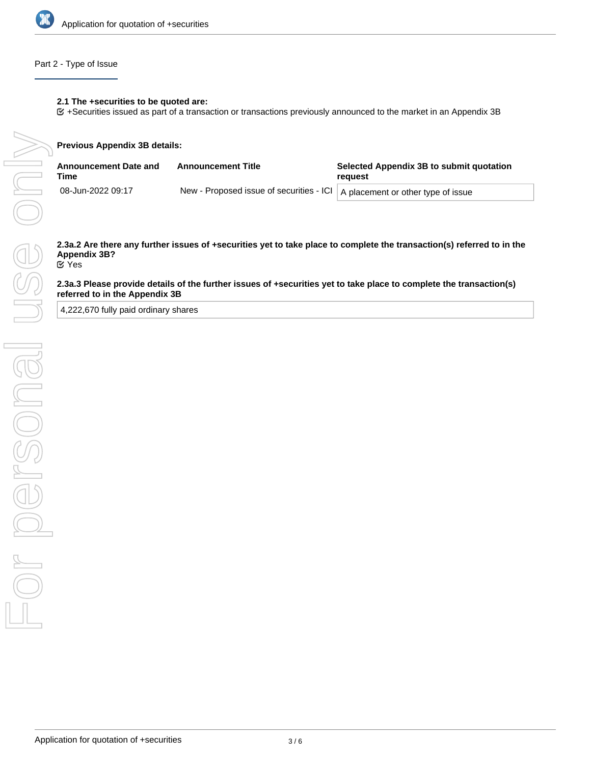## Part 2 - Type of Issue

**2.1 The +securities to be quoted are:**

☑ +Securities issued as part of a transaction or transactions previously announced to the market in an Appendix 3B

**Previous Appendix 3B details:**

| Announcement Date and Time | Announcement Title | Selected Appendix 3B to submit quotation request |
|---|---|---|
| 08-Jun-2022 09:17 | New - Proposed issue of securities - ICI | A placement or other type of issue |

**2.3a.2 Are there any further issues of +securities yet to take place to complete the transaction(s) referred to in the Appendix 3B?**

☑ Yes

**2.3a.3 Please provide details of the further issues of +securities yet to take place to complete the transaction(s) referred to in the Appendix 3B**

4,222,670 fully paid ordinary shares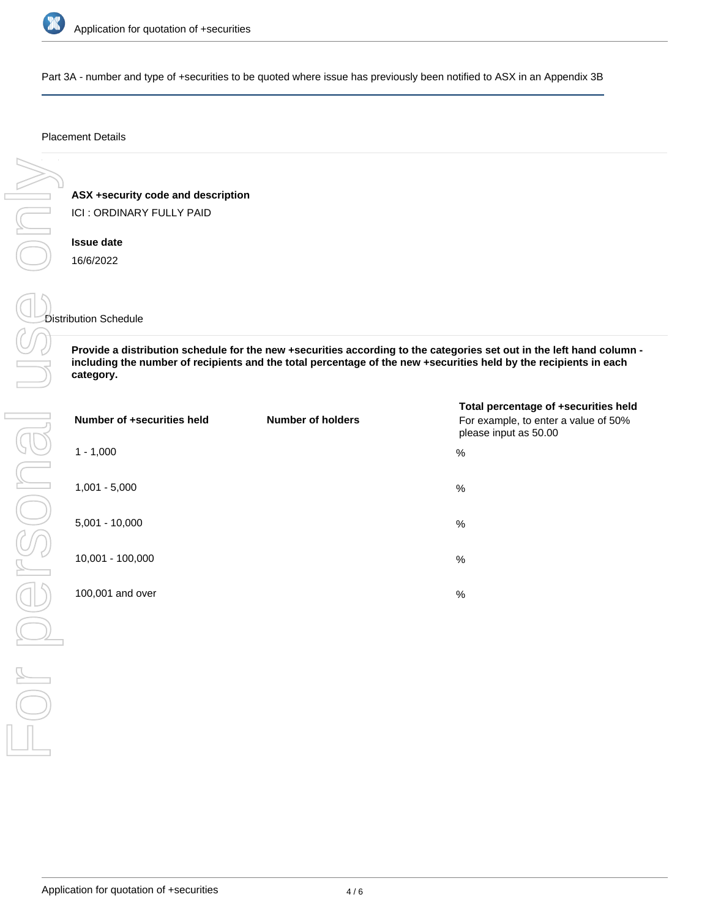Part 3A - number and type of +securities to be quoted where issue has previously been notified to ASX in an Appendix 3B

## Placement Details

**ASX +security code and description**

ICI : ORDINARY FULLY PAID

**Issue date**

16/6/2022

## Distribution Schedule

**Provide a distribution schedule for the new +securities according to the categories set out in the left hand column - including the number of recipients and the total percentage of the new +securities held by the recipients in each category.**

| Number of +securities held | Number of holders | Total percentage of +securities held<br>For example, to enter a value of 50% please input as 50.00 |
| --- | --- | --- |
| 1 - 1,000 | | % |
| 1,001 - 5,000 | | % |
| 5,001 - 10,000 | | % |
| 10,001 - 100,000 | | % |
| 100,001 and over | | % |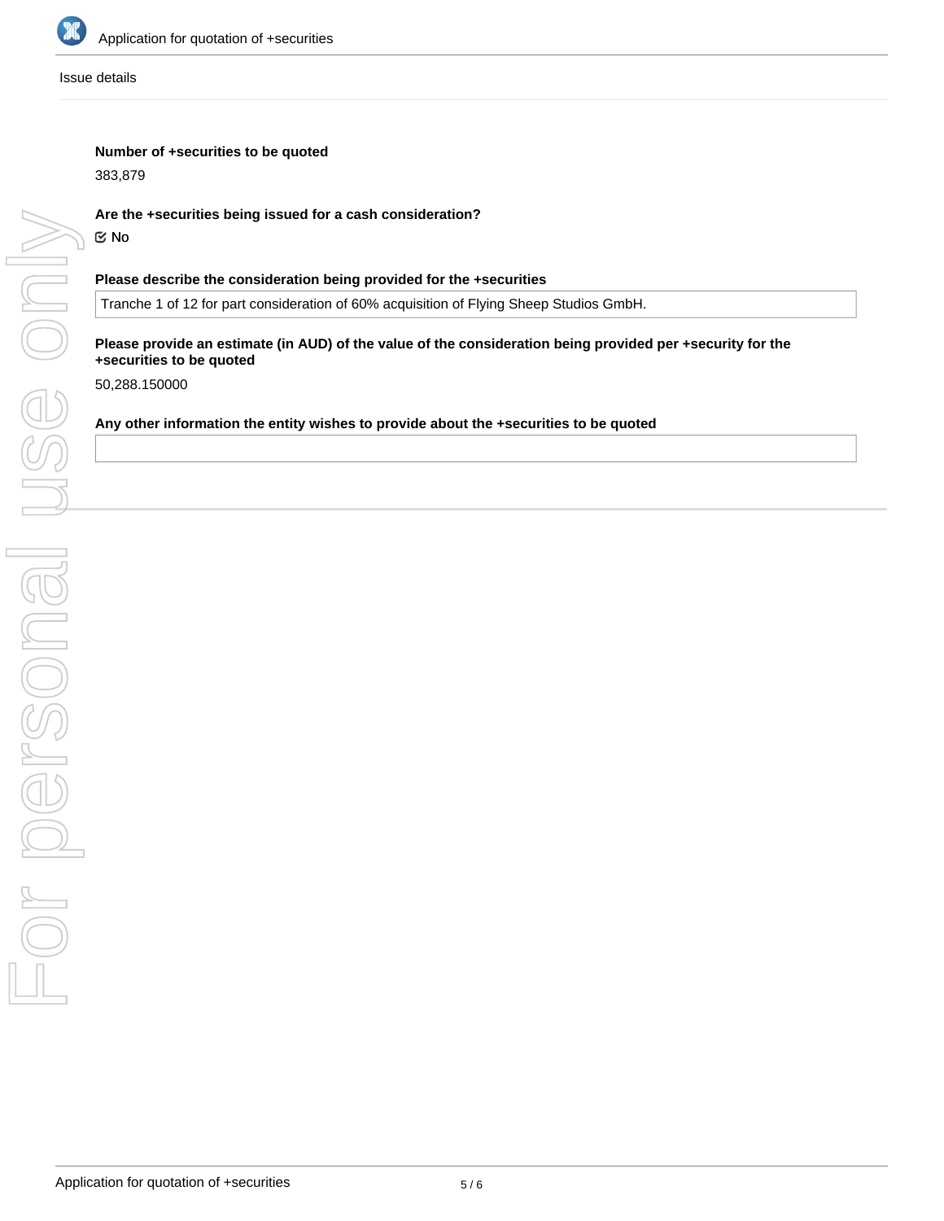Issue details

**Number of +securities to be quoted**

383,879

**Are the +securities being issued for a cash consideration?**

☑ No

**Please describe the consideration being provided for the +securities**

Tranche 1 of 12 for part consideration of 60% acquisition of Flying Sheep Studios GmbH.

**Please provide an estimate (in AUD) of the value of the consideration being provided per +security for the +securities to be quoted**

50,288.150000

**Any other information the entity wishes to provide about the +securities to be quoted**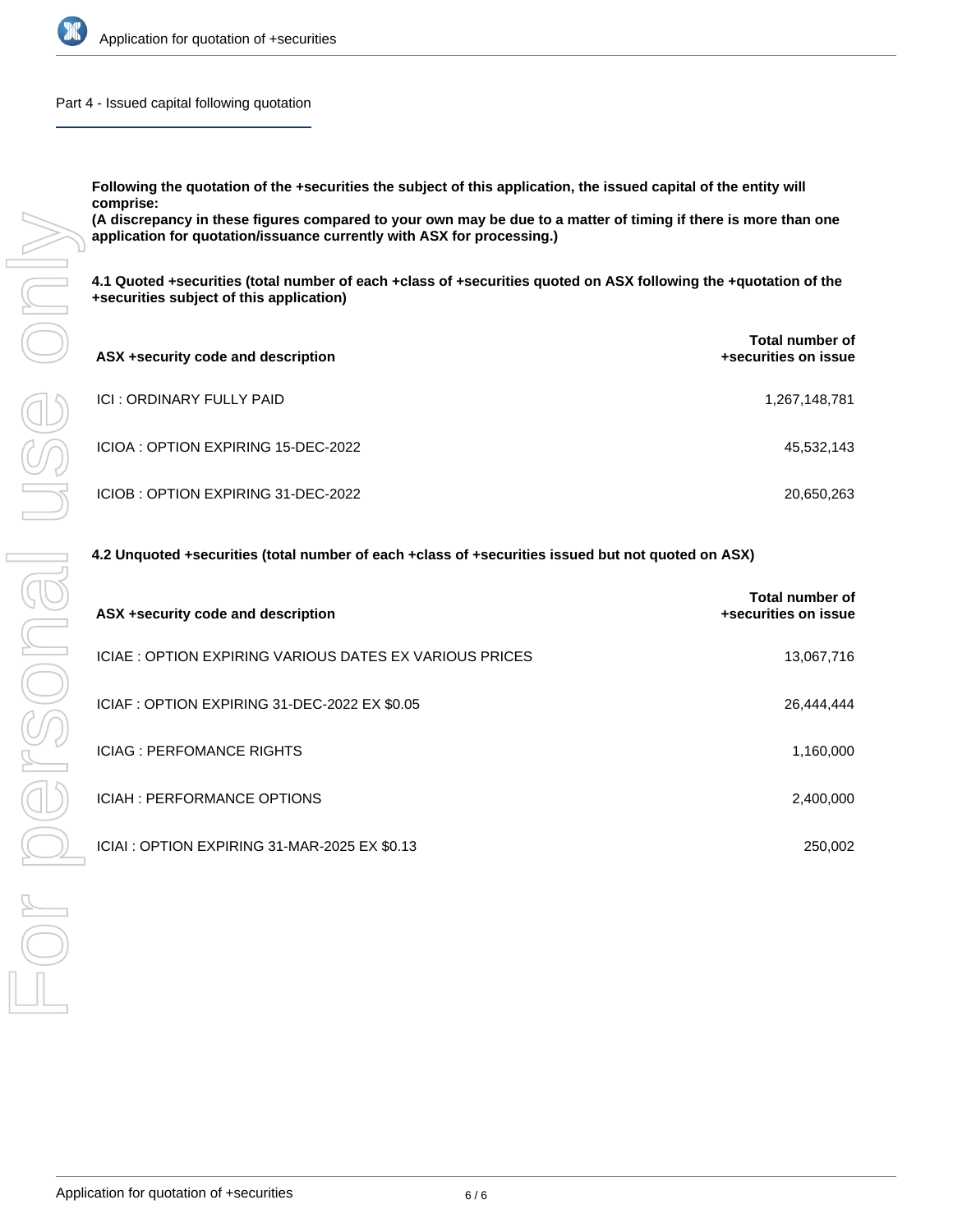## Part 4 - Issued capital following quotation

**Following the quotation of the +securities the subject of this application, the issued capital of the entity will comprise:**
**(A discrepancy in these figures compared to your own may be due to a matter of timing if there is more than one application for quotation/issuance currently with ASX for processing.)**

**4.1 Quoted +securities (total number of each +class of +securities quoted on ASX following the +quotation of the +securities subject of this application)**

| ASX +security code and description | Total number of +securities on issue |
|---|---|
| ICI : ORDINARY FULLY PAID | 1,267,148,781 |
| ICIOA : OPTION EXPIRING 15-DEC-2022 | 45,532,143 |
| ICIOB : OPTION EXPIRING 31-DEC-2022 | 20,650,263 |

**4.2 Unquoted +securities (total number of each +class of +securities issued but not quoted on ASX)**

| ASX +security code and description | Total number of +securities on issue |
|---|---|
| ICIAE : OPTION EXPIRING VARIOUS DATES EX VARIOUS PRICES | 13,067,716 |
| ICIAF : OPTION EXPIRING 31-DEC-2022 EX $0.05 | 26,444,444 |
| ICIAG : PERFOMANCE RIGHTS | 1,160,000 |
| ICIAH : PERFORMANCE OPTIONS | 2,400,000 |
| ICIAI : OPTION EXPIRING 31-MAR-2025 EX $0.13 | 250,002 |